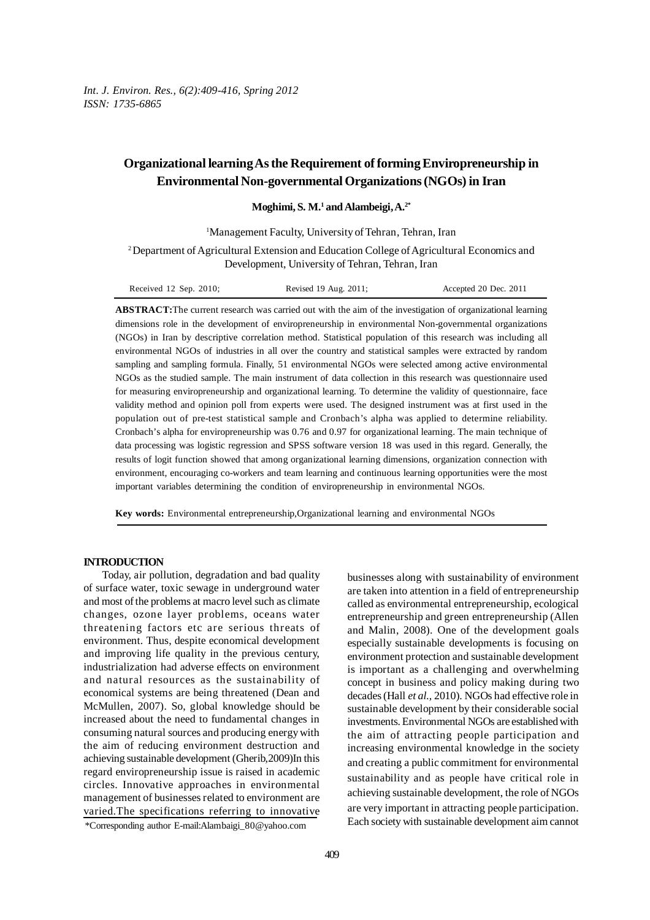*Int. J. Environ. Res., 6(2):409-416, Spring 2012*
*ISSN: 1735-6865*

# Organizational learning As the Requirement of forming Enviropreneurship in Environmental Non-governmental Organizations (NGOs) in Iran

**Moghimi, S. M.[1] and Alambeigi, A.[2*]**

[1]Management Faculty, University of Tehran, Tehran, Iran

[2]Department of Agricultural Extension and Education College of Agricultural Economics and Development, University of Tehran, Tehran, Iran

Received 12 Sep. 2010; Revised 19 Aug. 2011; Accepted 20 Dec. 2011

**ABSTRACT:** The current research was carried out with the aim of the investigation of organizational learning dimensions role in the development of enviropreneurship in environmental Non-governmental organizations (NGOs) in Iran by descriptive correlation method. Statistical population of this research was including all environmental NGOs of industries in all over the country and statistical samples were extracted by random sampling and sampling formula. Finally, 51 environmental NGOs were selected among active environmental NGOs as the studied sample. The main instrument of data collection in this research was questionnaire used for measuring enviropreneurship and organizational learning. To determine the validity of questionnaire, face validity method and opinion poll from experts were used. The designed instrument was at first used in the population out of pre-test statistical sample and Cronbach's alpha was applied to determine reliability. Cronbach's alpha for enviropreneurship was 0.76 and 0.97 for organizational learning. The main technique of data processing was logistic regression and SPSS software version 18 was used in this regard. Generally, the results of logit function showed that among organizational learning dimensions, organization connection with environment, encouraging co-workers and team learning and continuous learning opportunities were the most important variables determining the condition of enviropreneurship in environmental NGOs.

**Key words:** Environmental entrepreneurship, Organizational learning and environmental NGOs

## INTRODUCTION

Today, air pollution, degradation and bad quality of surface water, toxic sewage in underground water and most of the problems at macro level such as climate changes, ozone layer problems, oceans water threatening factors etc are serious threats of environment. Thus, despite economical development and improving life quality in the previous century, industrialization had adverse effects on environment and natural resources as the sustainability of economical systems are being threatened (Dean and McMullen, 2007). So, global knowledge should be increased about the need to fundamental changes in consuming natural sources and producing energy with the aim of reducing environment destruction and achieving sustainable development (Gherib,2009)In this regard enviropreneurship issue is raised in academic circles. Innovative approaches in environmental management of businesses related to environment are varied.The specifications referring to innovative businesses along with sustainability of environment are taken into attention in a field of entrepreneurship called as environmental entrepreneurship, ecological entrepreneurship and green entrepreneurship (Allen and Malin, 2008). One of the development goals especially sustainable developments is focusing on environment protection and sustainable development is important as a challenging and overwhelming concept in business and policy making during two decades (Hall *et al.*, 2010). NGOs had effective role in sustainable development by their considerable social investments. Environmental NGOs are established with the aim of attracting people participation and increasing environmental knowledge in the society and creating a public commitment for environmental sustainability and as people have critical role in achieving sustainable development, the role of NGOs are very important in attracting people participation. Each society with sustainable development aim cannot

*Corresponding author E-mail:Alambaigi_80@yahoo.com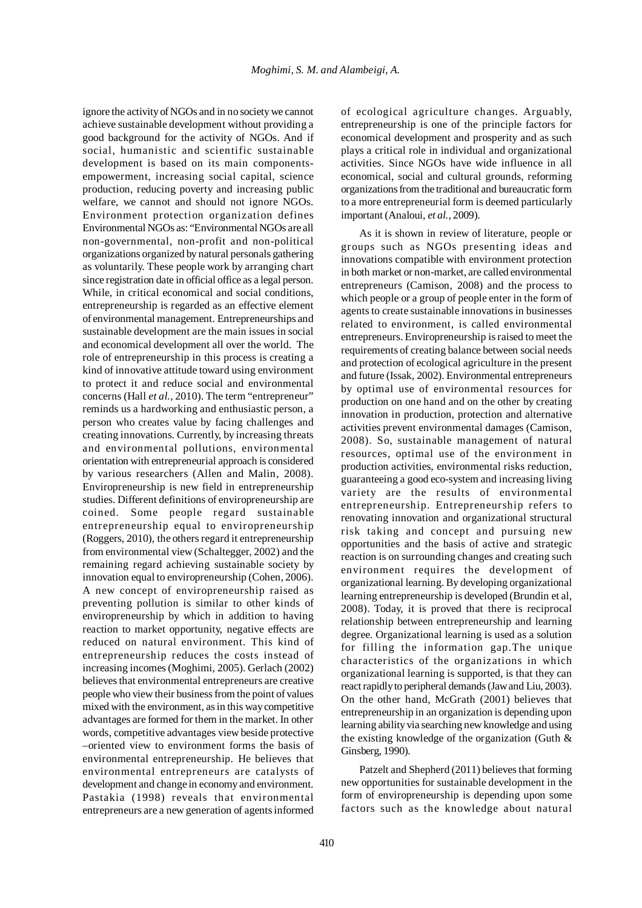ignore the activity of NGOs and in no society we cannot achieve sustainable development without providing a good background for the activity of NGOs. And if social, humanistic and scientific sustainable development is based on its main components-empowerment, increasing social capital, science production, reducing poverty and increasing public welfare, we cannot and should not ignore NGOs. Environment protection organization defines Environmental NGOs as: "Environmental NGOs are all non-governmental, non-profit and non-political organizations organized by natural personals gathering as voluntarily. These people work by arranging chart since registration date in official office as a legal person. While, in critical economical and social conditions, entrepreneurship is regarded as an effective element of environmental management. Entrepreneurships and sustainable development are the main issues in social and economical development all over the world. The role of entrepreneurship in this process is creating a kind of innovative attitude toward using environment to protect it and reduce social and environmental concerns (Hall *et al.,* 2010). The term "entrepreneur" reminds us a hardworking and enthusiastic person, a person who creates value by facing challenges and creating innovations. Currently, by increasing threats and environmental pollutions, environmental orientation with entrepreneurial approach is considered by various researchers (Allen and Malin, 2008). Enviropreneurship is new field in entrepreneurship studies. Different definitions of enviropreneurship are coined. Some people regard sustainable entrepreneurship equal to enviropreneurship (Roggers, 2010), the others regard it entrepreneurship from environmental view (Schaltegger, 2002) and the remaining regard achieving sustainable society by innovation equal to enviropreneurship (Cohen, 2006). A new concept of enviropreneurship raised as preventing pollution is similar to other kinds of enviropreneurship by which in addition to having reaction to market opportunity, negative effects are reduced on natural environment. This kind of entrepreneurship reduces the costs instead of increasing incomes (Moghimi, 2005). Gerlach (2002) believes that environmental entrepreneurs are creative people who view their business from the point of values mixed with the environment, as in this way competitive advantages are formed for them in the market. In other words, competitive advantages view beside protective –oriented view to environment forms the basis of environmental entrepreneurship. He believes that environmental entrepreneurs are catalysts of development and change in economy and environment. Pastakia (1998) reveals that environmental entrepreneurs are a new generation of agents informed of ecological agriculture changes. Arguably, entrepreneurship is one of the principle factors for economical development and prosperity and as such plays a critical role in individual and organizational activities. Since NGOs have wide influence in all economical, social and cultural grounds, reforming organizations from the traditional and bureaucratic form to a more entrepreneurial form is deemed particularly important (Analoui, *et al.,* 2009).

As it is shown in review of literature, people or groups such as NGOs presenting ideas and innovations compatible with environment protection in both market or non-market, are called environmental entrepreneurs (Camison, 2008) and the process to which people or a group of people enter in the form of agents to create sustainable innovations in businesses related to environment, is called environmental entrepreneurs. Enviropreneurship is raised to meet the requirements of creating balance between social needs and protection of ecological agriculture in the present and future (Issak, 2002). Environmental entrepreneurs by optimal use of environmental resources for production on one hand and on the other by creating innovation in production, protection and alternative activities prevent environmental damages (Camison, 2008). So, sustainable management of natural resources, optimal use of the environment in production activities, environmental risks reduction, guaranteeing a good eco-system and increasing living variety are the results of environmental entrepreneurship. Entrepreneurship refers to renovating innovation and organizational structural risk taking and concept and pursuing new opportunities and the basis of active and strategic reaction is on surrounding changes and creating such environment requires the development of organizational learning. By developing organizational learning entrepreneurship is developed (Brundin et al, 2008). Today, it is proved that there is reciprocal relationship between entrepreneurship and learning degree. Organizational learning is used as a solution for filling the information gap.The unique characteristics of the organizations in which organizational learning is supported, is that they can react rapidly to peripheral demands (Jaw and Liu, 2003). On the other hand, McGrath (2001) believes that entrepreneurship in an organization is depending upon learning ability via searching new knowledge and using the existing knowledge of the organization (Guth & Ginsberg, 1990).

Patzelt and Shepherd (2011) believes that forming new opportunities for sustainable development in the form of enviropreneurship is depending upon some factors such as the knowledge about natural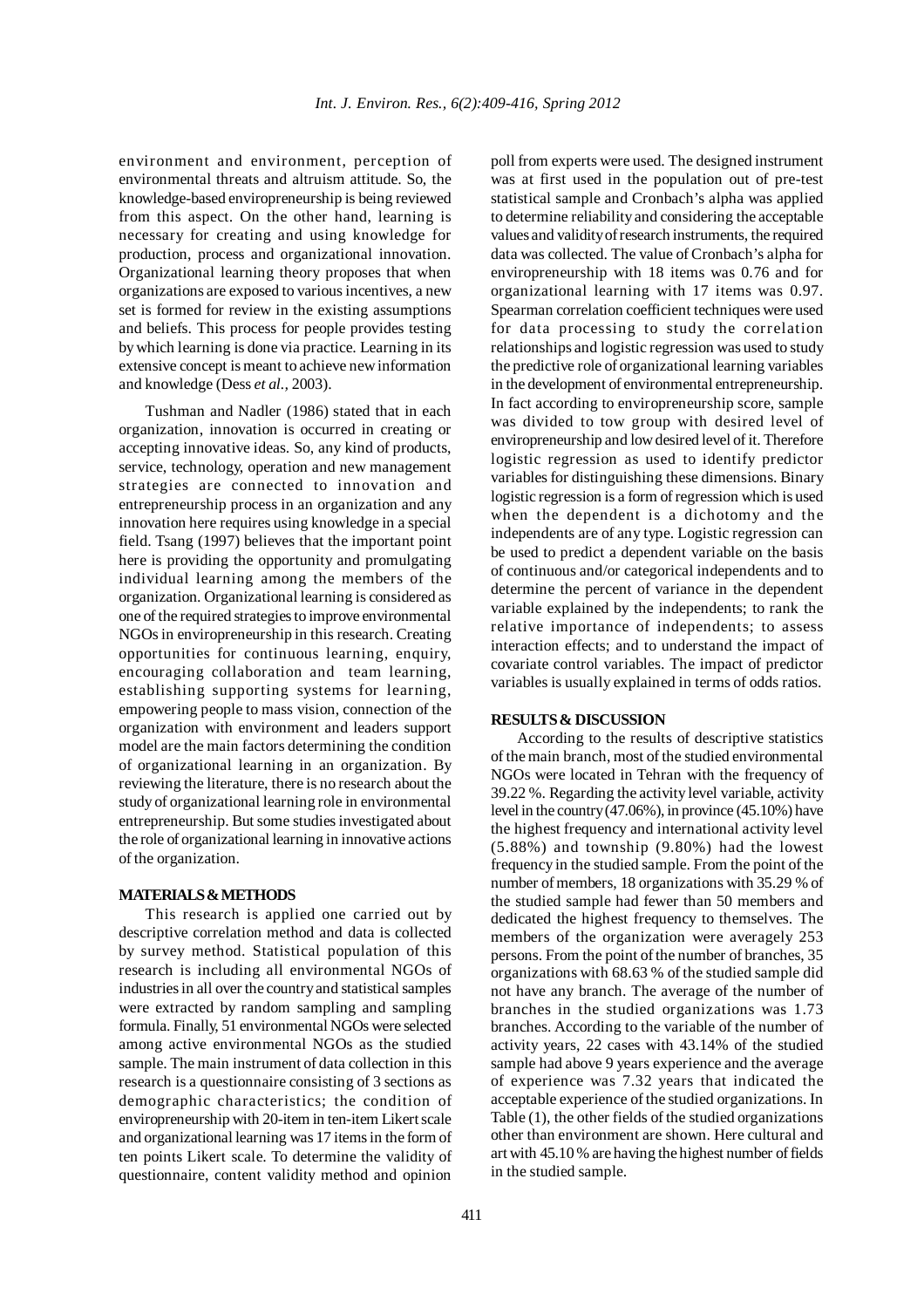environment and environment, perception of environmental threats and altruism attitude. So, the knowledge-based enviropreneurship is being reviewed from this aspect. On the other hand, learning is necessary for creating and using knowledge for production, process and organizational innovation. Organizational learning theory proposes that when organizations are exposed to various incentives, a new set is formed for review in the existing assumptions and beliefs. This process for people provides testing by which learning is done via practice. Learning in its extensive concept is meant to achieve new information and knowledge (Dess *et al.*, 2003).

Tushman and Nadler (1986) stated that in each organization, innovation is occurred in creating or accepting innovative ideas. So, any kind of products, service, technology, operation and new management strategies are connected to innovation and entrepreneurship process in an organization and any innovation here requires using knowledge in a special field. Tsang (1997) believes that the important point here is providing the opportunity and promulgating individual learning among the members of the organization. Organizational learning is considered as one of the required strategies to improve environmental NGOs in enviropreneurship in this research. Creating opportunities for continuous learning, enquiry, encouraging collaboration and team learning, establishing supporting systems for learning, empowering people to mass vision, connection of the organization with environment and leaders support model are the main factors determining the condition of organizational learning in an organization. By reviewing the literature, there is no research about the study of organizational learning role in environmental entrepreneurship. But some studies investigated about the role of organizational learning in innovative actions of the organization.

## MATERIALS & METHODS

This research is applied one carried out by descriptive correlation method and data is collected by survey method. Statistical population of this research is including all environmental NGOs of industries in all over the country and statistical samples were extracted by random sampling and sampling formula. Finally, 51 environmental NGOs were selected among active environmental NGOs as the studied sample. The main instrument of data collection in this research is a questionnaire consisting of 3 sections as demographic characteristics; the condition of enviropreneurship with 20-item in ten-item Likert scale and organizational learning was 17 items in the form of ten points Likert scale. To determine the validity of questionnaire, content validity method and opinion poll from experts were used. The designed instrument was at first used in the population out of pre-test statistical sample and Cronbach's alpha was applied to determine reliability and considering the acceptable values and validity of research instruments, the required data was collected. The value of Cronbach's alpha for enviropreneurship with 18 items was 0.76 and for organizational learning with 17 items was 0.97. Spearman correlation coefficient techniques were used for data processing to study the correlation relationships and logistic regression was used to study the predictive role of organizational learning variables in the development of environmental entrepreneurship. In fact according to enviropreneurship score, sample was divided to tow group with desired level of enviropreneurship and low desired level of it. Therefore logistic regression as used to identify predictor variables for distinguishing these dimensions. Binary logistic regression is a form of regression which is used when the dependent is a dichotomy and the independents are of any type. Logistic regression can be used to predict a dependent variable on the basis of continuous and/or categorical independents and to determine the percent of variance in the dependent variable explained by the independents; to rank the relative importance of independents; to assess interaction effects; and to understand the impact of covariate control variables. The impact of predictor variables is usually explained in terms of odds ratios.

## RESULTS & DISCUSSION

According to the results of descriptive statistics of the main branch, most of the studied environmental NGOs were located in Tehran with the frequency of 39.22 %. Regarding the activity level variable, activity level in the country (47.06%), in province (45.10%) have the highest frequency and international activity level (5.88%) and township (9.80%) had the lowest frequency in the studied sample. From the point of the number of members, 18 organizations with 35.29 % of the studied sample had fewer than 50 members and dedicated the highest frequency to themselves. The members of the organization were averagely 253 persons. From the point of the number of branches, 35 organizations with 68.63 % of the studied sample did not have any branch. The average of the number of branches in the studied organizations was 1.73 branches. According to the variable of the number of activity years, 22 cases with 43.14% of the studied sample had above 9 years experience and the average of experience was 7.32 years that indicated the acceptable experience of the studied organizations. In Table (1), the other fields of the studied organizations other than environment are shown. Here cultural and art with 45.10 % are having the highest number of fields in the studied sample.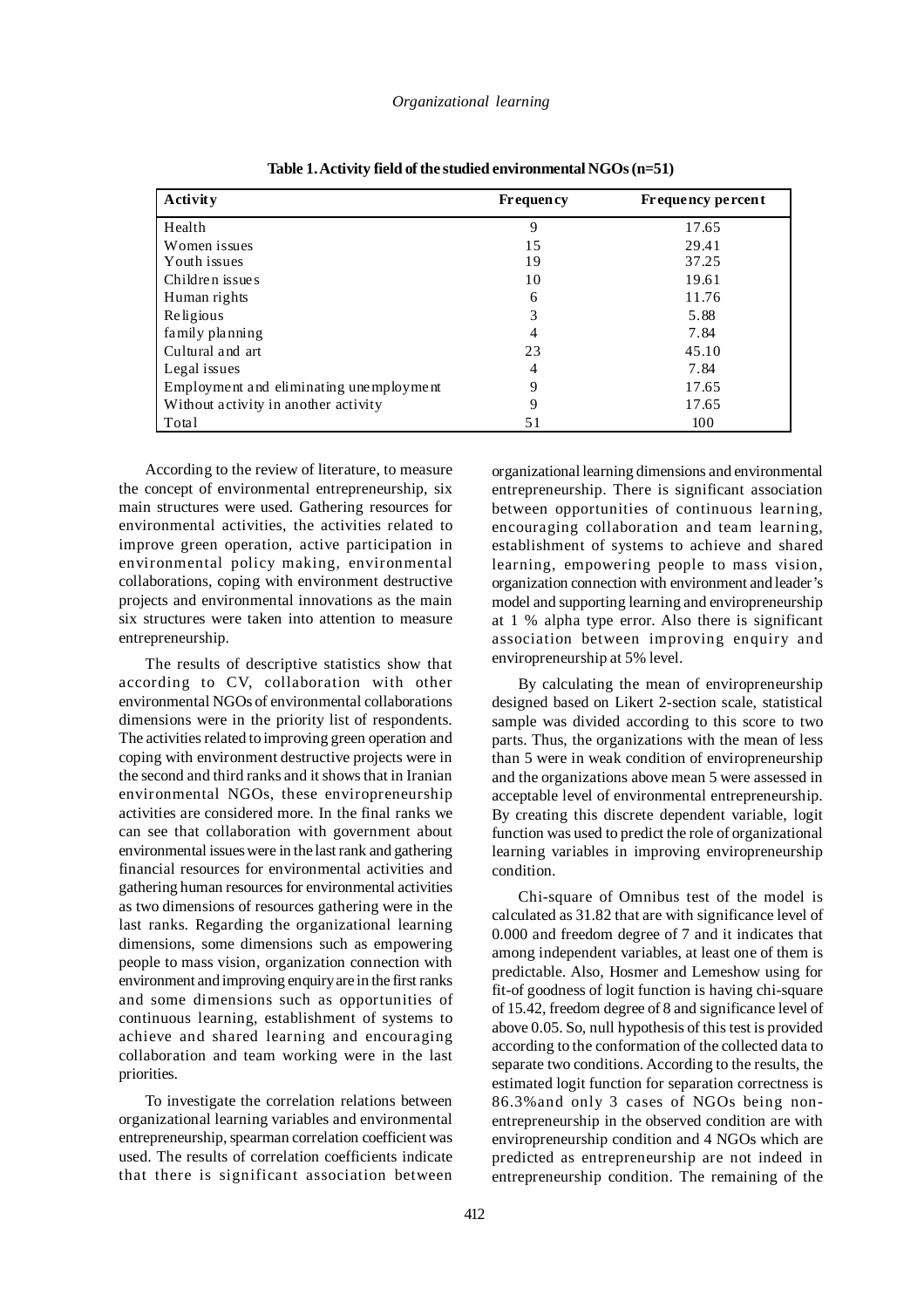**Table 1. Activity field of the studied environmental NGOs (n=51)**

| Activity | Frequency | Frequency percent |
|---|---|---|
| Health | 9 | 17.65 |
| Women issues | 15 | 29.41 |
| Youth issues | 19 | 37.25 |
| Children issues | 10 | 19.61 |
| Human rights | 6 | 11.76 |
| Religious | 3 | 5.88 |
| family planning | 4 | 7.84 |
| Cultural and art | 23 | 45.10 |
| Legal issues | 4 | 7.84 |
| Employment and eliminating unemployment | 9 | 17.65 |
| Without activity in another activity | 9 | 17.65 |
| Total | 51 | 100 |

According to the review of literature, to measure the concept of environmental entrepreneurship, six main structures were used. Gathering resources for environmental activities, the activities related to improve green operation, active participation in environmental policy making, environmental collaborations, coping with environment destructive projects and environmental innovations as the main six structures were taken into attention to measure entrepreneurship.

The results of descriptive statistics show that according to CV, collaboration with other environmental NGOs of environmental collaborations dimensions were in the priority list of respondents. The activities related to improving green operation and coping with environment destructive projects were in the second and third ranks and it shows that in Iranian environmental NGOs, these enviropreneurship activities are considered more. In the final ranks we can see that collaboration with government about environmental issues were in the last rank and gathering financial resources for environmental activities and gathering human resources for environmental activities as two dimensions of resources gathering were in the last ranks. Regarding the organizational learning dimensions, some dimensions such as empowering people to mass vision, organization connection with environment and improving enquiry are in the first ranks and some dimensions such as opportunities of continuous learning, establishment of systems to achieve and shared learning and encouraging collaboration and team working were in the last priorities.

To investigate the correlation relations between organizational learning variables and environmental entrepreneurship, spearman correlation coefficient was used. The results of correlation coefficients indicate that there is significant association between organizational learning dimensions and environmental entrepreneurship. There is significant association between opportunities of continuous learning, encouraging collaboration and team learning, establishment of systems to achieve and shared learning, empowering people to mass vision, organization connection with environment and leader's model and supporting learning and enviropreneurship at 1 % alpha type error. Also there is significant association between improving enquiry and enviropreneurship at 5% level.

By calculating the mean of enviropreneurship designed based on Likert 2-section scale, statistical sample was divided according to this score to two parts. Thus, the organizations with the mean of less than 5 were in weak condition of enviropreneurship and the organizations above mean 5 were assessed in acceptable level of environmental entrepreneurship. By creating this discrete dependent variable, logit function was used to predict the role of organizational learning variables in improving enviropreneurship condition.

Chi-square of Omnibus test of the model is calculated as 31.82 that are with significance level of 0.000 and freedom degree of 7 and it indicates that among independent variables, at least one of them is predictable. Also, Hosmer and Lemeshow using for fit-of goodness of logit function is having chi-square of 15.42, freedom degree of 8 and significance level of above 0.05. So, null hypothesis of this test is provided according to the conformation of the collected data to separate two conditions. According to the results, the estimated logit function for separation correctness is 86.3%and only 3 cases of NGOs being non-entrepreneurship in the observed condition are with enviropreneurship condition and 4 NGOs which are predicted as entrepreneurship are not indeed in entrepreneurship condition. The remaining of the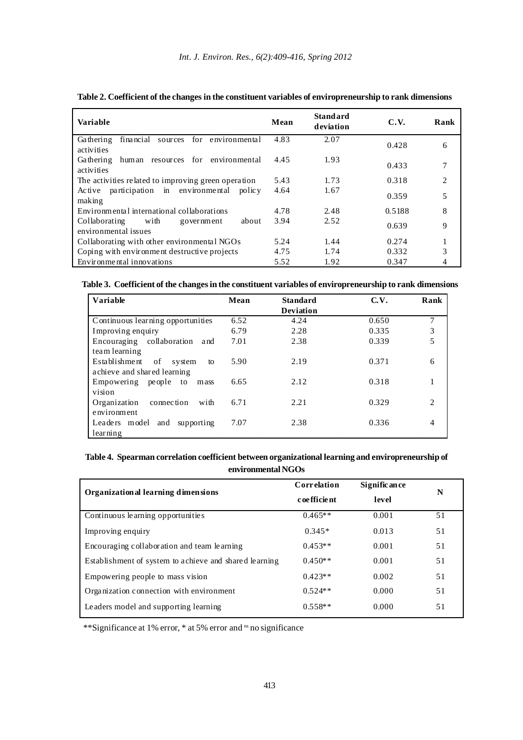**Table 2. Coefficient of the changes in the constituent variables of enviropreneurship to rank dimensions**

| Variable | Mean | Standard deviation | C.V. | Rank |
|---|---|---|---|---|
| Gathering financial sources for environmental activities | 4.83 | 2.07 | 0.428 | 6 |
| Gathering human resources for environmental activities | 4.45 | 1.93 | 0.433 | 7 |
| The activities related to improving green operation | 5.43 | 1.73 | 0.318 | 2 |
| Active participation in environmental policy making | 4.64 | 1.67 | 0.359 | 5 |
| Environmental international collaborations | 4.78 | 2.48 | 0.5188 | 8 |
| Collaborating with government about environmental issues | 3.94 | 2.52 | 0.639 | 9 |
| Collaborating with other environmental NGOs | 5.24 | 1.44 | 0.274 | 1 |
| Coping with environment destructive projects | 4.75 | 1.74 | 0.332 | 3 |
| Environmental innovations | 5.52 | 1.92 | 0.347 | 4 |

**Table 3. Coefficient of the changes in the constituent variables of enviropreneurship to rank dimensions**

| Variable | Mean | Standard Deviation | C.V. | Rank |
|---|---|---|---|---|
| Continuous learning opportunities | 6.52 | 4.24 | 0.650 | 7 |
| Improving enquiry | 6.79 | 2.28 | 0.335 | 3 |
| Encouraging collaboration and team learning | 7.01 | 2.38 | 0.339 | 5 |
| Establishment of system to achieve and shared learning | 5.90 | 2.19 | 0.371 | 6 |
| Empowering people to mass vision | 6.65 | 2.12 | 0.318 | 1 |
| Organization connection with environment | 6.71 | 2.21 | 0.329 | 2 |
| Leaders model and supporting learning | 7.07 | 2.38 | 0.336 | 4 |

**Table 4. Spearman correlation coefficient between organizational learning and enviropreneurship of environmental NGOs**

| Organizational learning dimensions | Correlation coefficient | Significance level | N |
|---|---|---|---|
| Continuous learning opportunities | 0.465** | 0.001 | 51 |
| Improving enquiry | 0.345* | 0.013 | 51 |
| Encouraging collaboration and team learning | 0.453** | 0.001 | 51 |
| Establishment of system to achieve and shared learning | 0.450** | 0.001 | 51 |
| Empowering people to mass vision | 0.423** | 0.002 | 51 |
| Organization connection with environment | 0.524** | 0.000 | 51 |
| Leaders model and supporting learning | 0.558** | 0.000 | 51 |

**Significance at 1% error, * at 5% error and ns no significance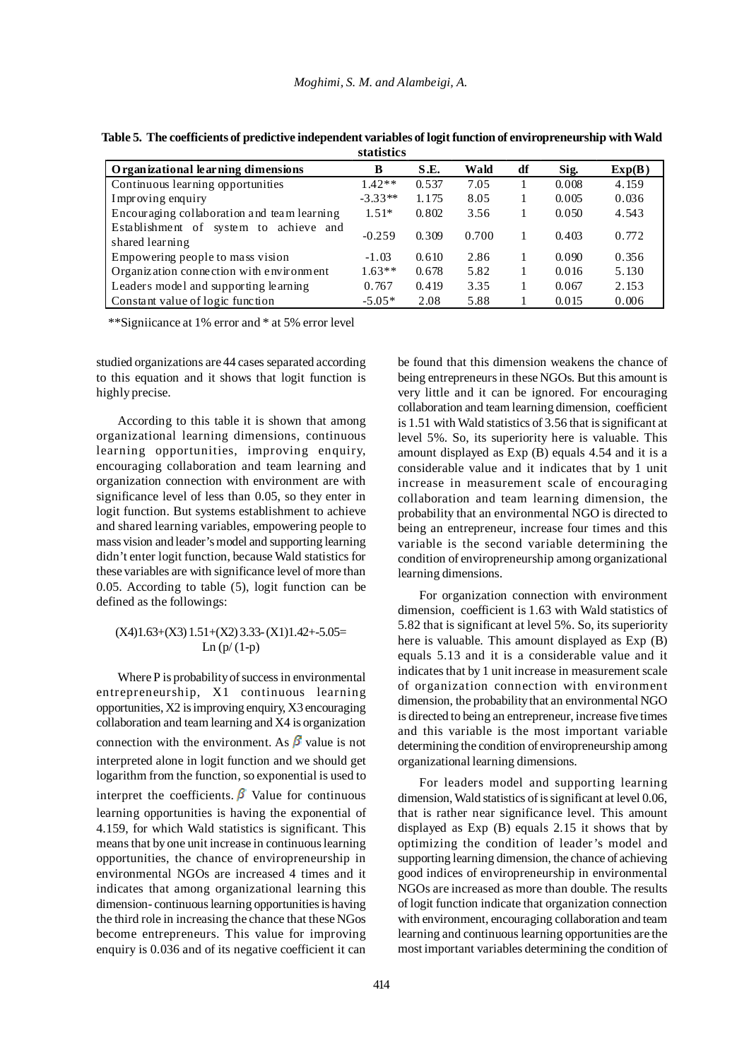**Table 5. The coefficients of predictive independent variables of logit function of enviropreneurship with Wald statistics**

| Organizational learning dimensions | B | S.E. | Wald | df | Sig. | Exp(B) |
|---|---|---|---|---|---|---|
| Continuous learning opportunities | 1.42** | 0.537 | 7.05 | 1 | 0.008 | 4.159 |
| Improving enquiry | -3.33** | 1.175 | 8.05 | 1 | 0.005 | 0.036 |
| Encouraging collaboration and team learning | 1.51* | 0.802 | 3.56 | 1 | 0.050 | 4.543 |
| Establishment of system to achieve and shared learning | -0.259 | 0.309 | 0.700 | 1 | 0.403 | 0.772 |
| Empowering people to mass vision | -1.03 | 0.610 | 2.86 | 1 | 0.090 | 0.356 |
| Organization connection with environment | 1.63** | 0.678 | 5.82 | 1 | 0.016 | 5.130 |
| Leaders model and supporting learning | 0.767 | 0.419 | 3.35 | 1 | 0.067 | 2.153 |
| Constant value of logic function | -5.05* | 2.08 | 5.88 | 1 | 0.015 | 0.006 |

**Signiicance at 1% error and * at 5% error level

studied organizations are 44 cases separated according to this equation and it shows that logit function is highly precise.

According to this table it is shown that among organizational learning dimensions, continuous learning opportunities, improving enquiry, encouraging collaboration and team learning and organization connection with environment are with significance level of less than 0.05, so they enter in logit function. But systems establishment to achieve and shared learning variables, empowering people to mass vision and leader's model and supporting learning didn't enter logit function, because Wald statistics for these variables are with significance level of more than 0.05. According to table (5), logit function can be defined as the followings:

$$(X4)1.63+(X3)\,1.51+(X2)\,3.33\text{-}\,(X1)1.42+\text{-}5.05= \ln(p/(1\text{-}p))$$

Where P is probability of success in environmental entrepreneurship, X1 continuous learning opportunities, X2 is improving enquiry, X3 encouraging collaboration and team learning and X4 is organization connection with the environment. As $\beta$ value is not interpreted alone in logit function and we should get logarithm from the function, so exponential is used to interpret the coefficients. $\beta$ Value for continuous learning opportunities is having the exponential of 4.159, for which Wald statistics is significant. This means that by one unit increase in continuous learning opportunities, the chance of enviropreneurship in environmental NGOs are increased 4 times and it indicates that among organizational learning this dimension- continuous learning opportunities is having the third role in increasing the chance that these NGos become entrepreneurs. This value for improving enquiry is 0.036 and of its negative coefficient it can be found that this dimension weakens the chance of being entrepreneurs in these NGOs. But this amount is very little and it can be ignored. For encouraging collaboration and team learning dimension, coefficient is 1.51 with Wald statistics of 3.56 that is significant at level 5%. So, its superiority here is valuable. This amount displayed as Exp (B) equals 4.54 and it is a considerable value and it indicates that by 1 unit increase in measurement scale of encouraging collaboration and team learning dimension, the probability that an environmental NGO is directed to being an entrepreneur, increase four times and this variable is the second variable determining the condition of enviropreneurship among organizational learning dimensions.

For organization connection with environment dimension, coefficient is 1.63 with Wald statistics of 5.82 that is significant at level 5%. So, its superiority here is valuable. This amount displayed as Exp (B) equals 5.13 and it is a considerable value and it indicates that by 1 unit increase in measurement scale of organization connection with environment dimension, the probability that an environmental NGO is directed to being an entrepreneur, increase five times and this variable is the most important variable determining the condition of enviropreneurship among organizational learning dimensions.

For leaders model and supporting learning dimension, Wald statistics of is significant at level 0.06, that is rather near significance level. This amount displayed as Exp (B) equals 2.15 it shows that by optimizing the condition of leader's model and supporting learning dimension, the chance of achieving good indices of enviropreneurship in environmental NGOs are increased as more than double. The results of logit function indicate that organization connection with environment, encouraging collaboration and team learning and continuous learning opportunities are the most important variables determining the condition of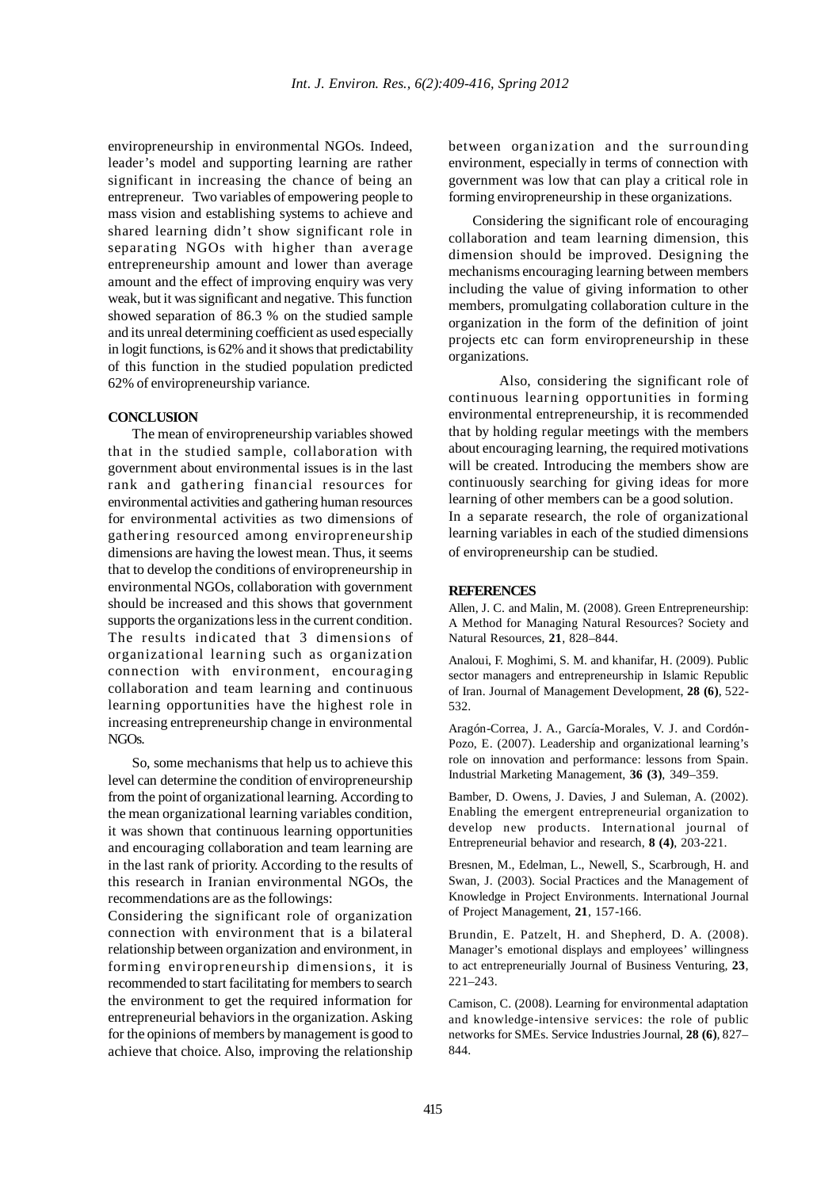environmental NGOs. Indeed, leader's model and supporting learning are rather significant in increasing the chance of being an entrepreneur. Two variables of empowering people to mass vision and establishing systems to achieve and shared learning didn't show significant role in separating NGOs with higher than average entrepreneurship amount and lower than average amount and the effect of improving enquiry was very weak, but it was significant and negative. This function showed separation of 86.3 % on the studied sample and its unreal determining coefficient as used especially in logit functions, is 62% and it shows that predictability of this function in the studied population predicted 62% of enviropreneurship variance.

## CONCLUSION

The mean of enviropreneurship variables showed that in the studied sample, collaboration with government about environmental issues is in the last rank and gathering financial resources for environmental activities and gathering human resources for environmental activities as two dimensions of gathering resourced among enviropreneurship dimensions are having the lowest mean. Thus, it seems that to develop the conditions of enviropreneurship in environmental NGOs, collaboration with government should be increased and this shows that government supports the organizations less in the current condition. The results indicated that 3 dimensions of organizational learning such as organization connection with environment, encouraging collaboration and team learning and continuous learning opportunities have the highest role in increasing entrepreneurship change in environmental NGOs.

So, some mechanisms that help us to achieve this level can determine the condition of enviropreneurship from the point of organizational learning. According to the mean organizational learning variables condition, it was shown that continuous learning opportunities and encouraging collaboration and team learning are in the last rank of priority. According to the results of this research in Iranian environmental NGOs, the recommendations are as the followings:

Considering the significant role of organization connection with environment that is a bilateral relationship between organization and environment, in forming enviropreneurship dimensions, it is recommended to start facilitating for members to search the environment to get the required information for entrepreneurial behaviors in the organization. Asking for the opinions of members by management is good to achieve that choice. Also, improving the relationship between organization and the surrounding environment, especially in terms of connection with government was low that can play a critical role in forming enviropreneurship in these organizations.

Considering the significant role of encouraging collaboration and team learning dimension, this dimension should be improved. Designing the mechanisms encouraging learning between members including the value of giving information to other members, promulgating collaboration culture in the organization in the form of the definition of joint projects etc can form enviropreneurship in these organizations.

Also, considering the significant role of continuous learning opportunities in forming environmental entrepreneurship, it is recommended that by holding regular meetings with the members about encouraging learning, the required motivations will be created. Introducing the members show are continuously searching for giving ideas for more learning of other members can be a good solution.

In a separate research, the role of organizational learning variables in each of the studied dimensions of enviropreneurship can be studied.

## REFERENCES

Allen, J. C. and Malin, M. (2008). Green Entrepreneurship: A Method for Managing Natural Resources? Society and Natural Resources, **21**, 828–844.

Analoui, F. Moghimi, S. M. and khanifar, H. (2009). Public sector managers and entrepreneurship in Islamic Republic of Iran. Journal of Management Development, **28 (6)**, 522-532.

Aragón-Correa, J. A., García-Morales, V. J. and Cordón-Pozo, E. (2007). Leadership and organizational learning's role on innovation and performance: lessons from Spain. Industrial Marketing Management, **36 (3)**, 349–359.

Bamber, D. Owens, J. Davies, J and Suleman, A. (2002). Enabling the emergent entrepreneurial organization to develop new products. International journal of Entrepreneurial behavior and research, **8 (4)**, 203-221.

Bresnen, M., Edelman, L., Newell, S., Scarbrough, H. and Swan, J. (2003). Social Practices and the Management of Knowledge in Project Environments. International Journal of Project Management, **21**, 157-166.

Brundin, E. Patzelt, H. and Shepherd, D. A. (2008). Manager's emotional displays and employees' willingness to act entrepreneurially Journal of Business Venturing, **23**, 221–243.

Camison, C. (2008). Learning for environmental adaptation and knowledge-intensive services: the role of public networks for SMEs. Service Industries Journal, **28 (6)**, 827–844.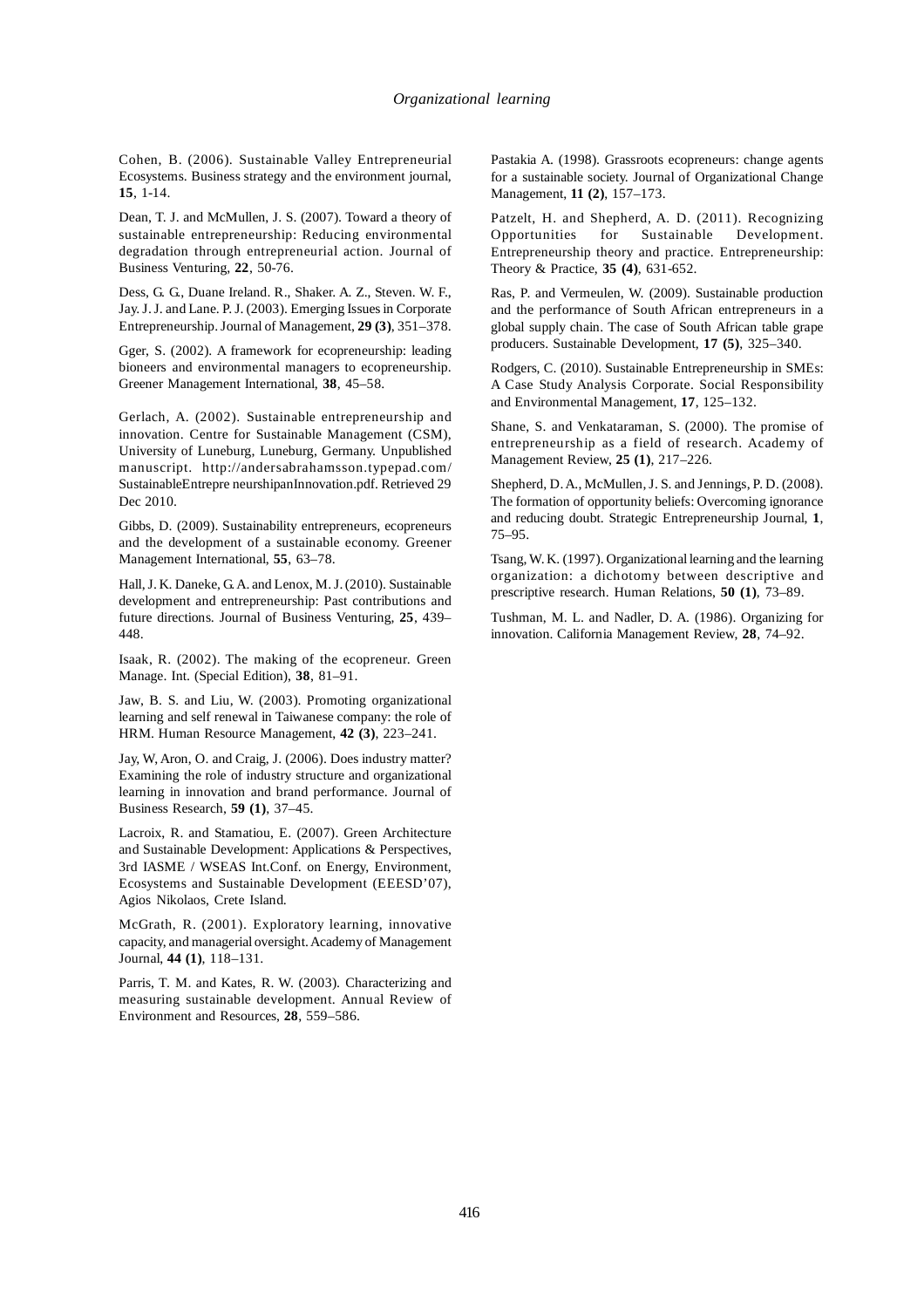Cohen, B. (2006). Sustainable Valley Entrepreneurial Ecosystems. Business strategy and the environment journal, **15**, 1-14.

Dean, T. J. and McMullen, J. S. (2007). Toward a theory of sustainable entrepreneurship: Reducing environmental degradation through entrepreneurial action. Journal of Business Venturing, **22**, 50-76.

Dess, G. G., Duane Ireland. R., Shaker. A. Z., Steven. W. F., Jay. J. J. and Lane. P. J. (2003). Emerging Issues in Corporate Entrepreneurship. Journal of Management, **29 (3)**, 351–378.

Gger, S. (2002). A framework for ecopreneurship: leading bioneers and environmental managers to ecopreneurship. Greener Management International, **38**, 45–58.

Gerlach, A. (2002). Sustainable entrepreneurship and innovation. Centre for Sustainable Management (CSM), University of Luneburg, Luneburg, Germany. Unpublished manuscript. http://andersabrahamsson.typepad.com/SustainableEntrepre neurshipanInnovation.pdf. Retrieved 29 Dec 2010.

Gibbs, D. (2009). Sustainability entrepreneurs, ecopreneurs and the development of a sustainable economy. Greener Management International, **55**, 63–78.

Hall, J. K. Daneke, G. A. and Lenox, M. J. (2010). Sustainable development and entrepreneurship: Past contributions and future directions. Journal of Business Venturing, **25**, 439–448.

Isaak, R. (2002). The making of the ecopreneur. Green Manage. Int. (Special Edition), **38**, 81–91.

Jaw, B. S. and Liu, W. (2003). Promoting organizational learning and self renewal in Taiwanese company: the role of HRM. Human Resource Management, **42 (3)**, 223–241.

Jay, W, Aron, O. and Craig, J. (2006). Does industry matter? Examining the role of industry structure and organizational learning in innovation and brand performance. Journal of Business Research, **59 (1)**, 37–45.

Lacroix, R. and Stamatiou, E. (2007). Green Architecture and Sustainable Development: Applications & Perspectives, 3rd IASME / WSEAS Int.Conf. on Energy, Environment, Ecosystems and Sustainable Development (EEESD'07), Agios Nikolaos, Crete Island.

McGrath, R. (2001). Exploratory learning, innovative capacity, and managerial oversight. Academy of Management Journal, **44 (1)**, 118–131.

Parris, T. M. and Kates, R. W. (2003). Characterizing and measuring sustainable development. Annual Review of Environment and Resources, **28**, 559–586.

Pastakia A. (1998). Grassroots ecopreneurs: change agents for a sustainable society. Journal of Organizational Change Management, **11 (2)**, 157–173.

Patzelt, H. and Shepherd, A. D. (2011). Recognizing Opportunities for Sustainable Development. Entrepreneurship theory and practice. Entrepreneurship: Theory & Practice, **35 (4)**, 631-652.

Ras, P. and Vermeulen, W. (2009). Sustainable production and the performance of South African entrepreneurs in a global supply chain. The case of South African table grape producers. Sustainable Development, **17 (5)**, 325–340.

Rodgers, C. (2010). Sustainable Entrepreneurship in SMEs: A Case Study Analysis Corporate. Social Responsibility and Environmental Management, **17**, 125–132.

Shane, S. and Venkataraman, S. (2000). The promise of entrepreneurship as a field of research. Academy of Management Review, **25 (1)**, 217–226.

Shepherd, D. A., McMullen, J. S. and Jennings, P. D. (2008). The formation of opportunity beliefs: Overcoming ignorance and reducing doubt. Strategic Entrepreneurship Journal, **1**, 75–95.

Tsang, W. K. (1997). Organizational learning and the learning organization: a dichotomy between descriptive and prescriptive research. Human Relations, **50 (1)**, 73–89.

Tushman, M. L. and Nadler, D. A. (1986). Organizing for innovation. California Management Review, **28**, 74–92.